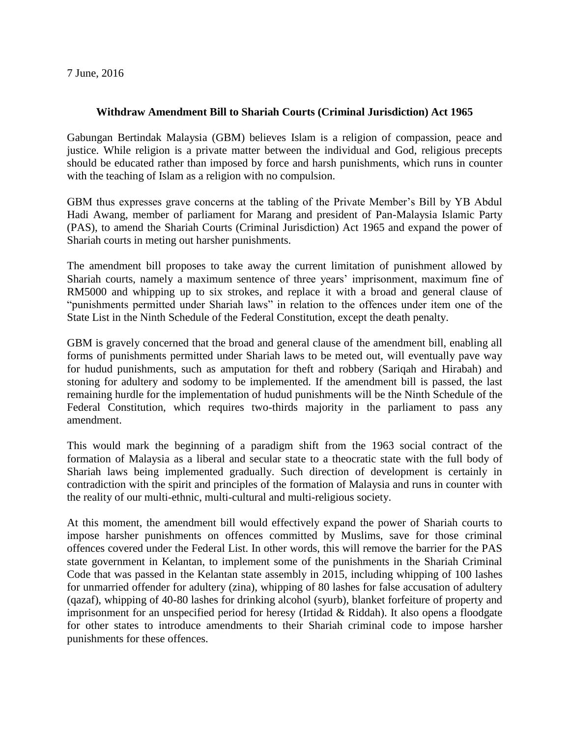7 June, 2016

**Withdraw Amendment Bill to Shariah Courts (Criminal Jurisdiction) Act 1965**

Gabungan Bertindak Malaysia (GBM) believes Islam is a religion of compassion, peace and justice. While religion is a private matter between the individual and God, religious precepts should be educated rather than imposed by force and harsh punishments, which runs in counter with the teaching of Islam as a religion with no compulsion.

GBM thus expresses grave concerns at the tabling of the Private Member's Bill by YB Abdul Hadi Awang, member of parliament for Marang and president of Pan-Malaysia Islamic Party (PAS), to amend the Shariah Courts (Criminal Jurisdiction) Act 1965 and expand the power of Shariah courts in meting out harsher punishments.

The amendment bill proposes to take away the current limitation of punishment allowed by Shariah courts, namely a maximum sentence of three years' imprisonment, maximum fine of RM5000 and whipping up to six strokes, and replace it with a broad and general clause of "punishments permitted under Shariah laws" in relation to the offences under item one of the State List in the Ninth Schedule of the Federal Constitution, except the death penalty.

GBM is gravely concerned that the broad and general clause of the amendment bill, enabling all forms of punishments permitted under Shariah laws to be meted out, will eventually pave way for hudud punishments, such as amputation for theft and robbery (Sariqah and Hirabah) and stoning for adultery and sodomy to be implemented. If the amendment bill is passed, the last remaining hurdle for the implementation of hudud punishments will be the Ninth Schedule of the Federal Constitution, which requires two-thirds majority in the parliament to pass any amendment.

This would mark the beginning of a paradigm shift from the 1963 social contract of the formation of Malaysia as a liberal and secular state to a theocratic state with the full body of Shariah laws being implemented gradually. Such direction of development is certainly in contradiction with the spirit and principles of the formation of Malaysia and runs in counter with the reality of our multi-ethnic, multi-cultural and multi-religious society.

At this moment, the amendment bill would effectively expand the power of Shariah courts to impose harsher punishments on offences committed by Muslims, save for those criminal offences covered under the Federal List. In other words, this will remove the barrier for the PAS state government in Kelantan, to implement some of the punishments in the Shariah Criminal Code that was passed in the Kelantan state assembly in 2015, including whipping of 100 lashes for unmarried offender for adultery (zina), whipping of 80 lashes for false accusation of adultery (qazaf), whipping of 40-80 lashes for drinking alcohol (syurb), blanket forfeiture of property and imprisonment for an unspecified period for heresy (Irtidad & Riddah). It also opens a floodgate for other states to introduce amendments to their Shariah criminal code to impose harsher punishments for these offences.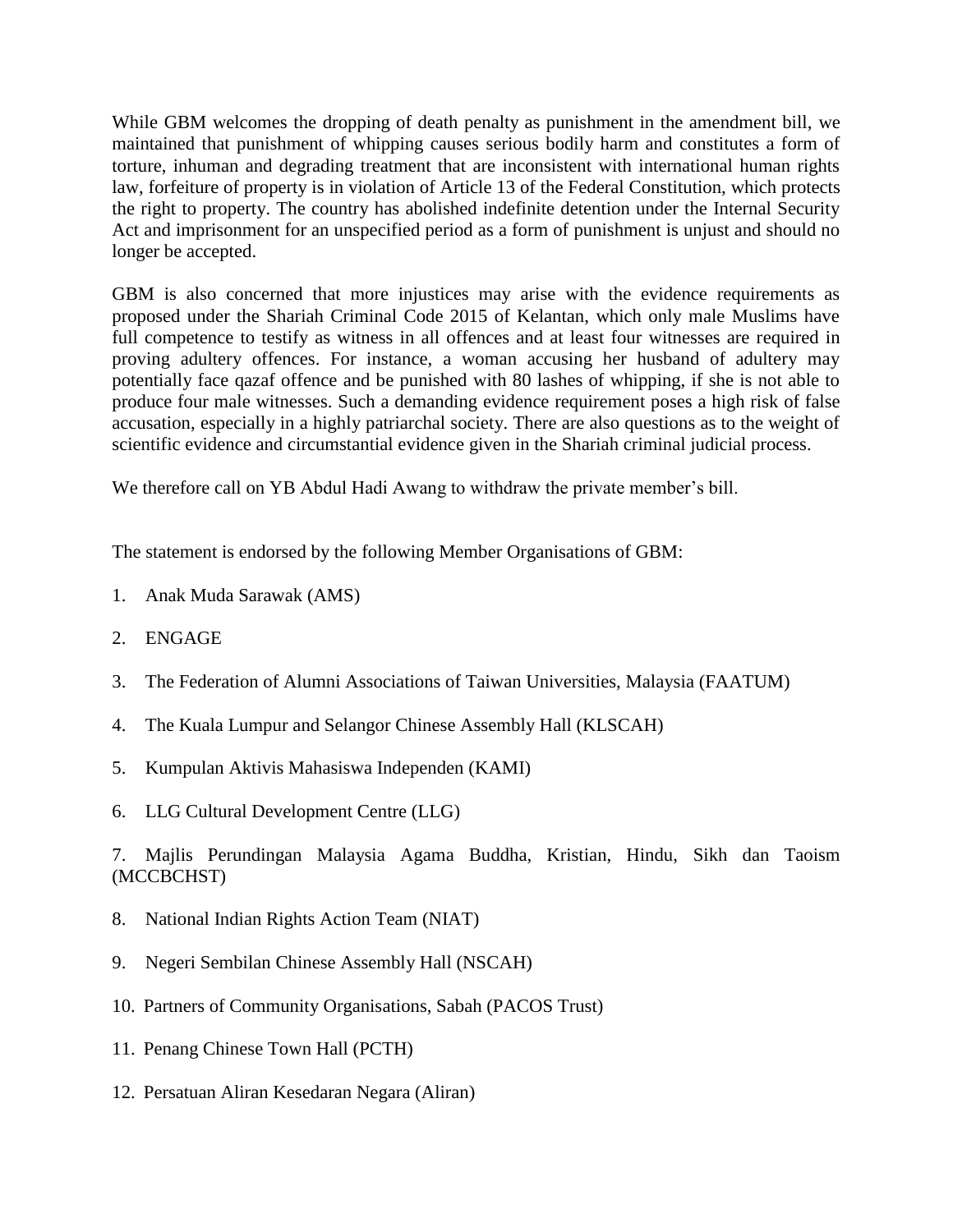While GBM welcomes the dropping of death penalty as punishment in the amendment bill, we maintained that punishment of whipping causes serious bodily harm and constitutes a form of torture, inhuman and degrading treatment that are inconsistent with international human rights law, forfeiture of property is in violation of Article 13 of the Federal Constitution, which protects the right to property. The country has abolished indefinite detention under the Internal Security Act and imprisonment for an unspecified period as a form of punishment is unjust and should no longer be accepted.

GBM is also concerned that more injustices may arise with the evidence requirements as proposed under the Shariah Criminal Code 2015 of Kelantan, which only male Muslims have full competence to testify as witness in all offences and at least four witnesses are required in proving adultery offences. For instance, a woman accusing her husband of adultery may potentially face qazaf offence and be punished with 80 lashes of whipping, if she is not able to produce four male witnesses. Such a demanding evidence requirement poses a high risk of false accusation, especially in a highly patriarchal society. There are also questions as to the weight of scientific evidence and circumstantial evidence given in the Shariah criminal judicial process.

We therefore call on YB Abdul Hadi Awang to withdraw the private member's bill.

The statement is endorsed by the following Member Organisations of GBM:

1. Anak Muda Sarawak (AMS)
2. ENGAGE
3. The Federation of Alumni Associations of Taiwan Universities, Malaysia (FAATUM)
4. The Kuala Lumpur and Selangor Chinese Assembly Hall (KLSCAH)
5. Kumpulan Aktivis Mahasiswa Independen (KAMI)
6. LLG Cultural Development Centre (LLG)
7. Majlis Perundingan Malaysia Agama Buddha, Kristian, Hindu, Sikh dan Taoism (MCCBCHST)
8. National Indian Rights Action Team (NIAT)
9. Negeri Sembilan Chinese Assembly Hall (NSCAH)
10. Partners of Community Organisations, Sabah (PACOS Trust)
11. Penang Chinese Town Hall (PCTH)
12. Persatuan Aliran Kesedaran Negara (Aliran)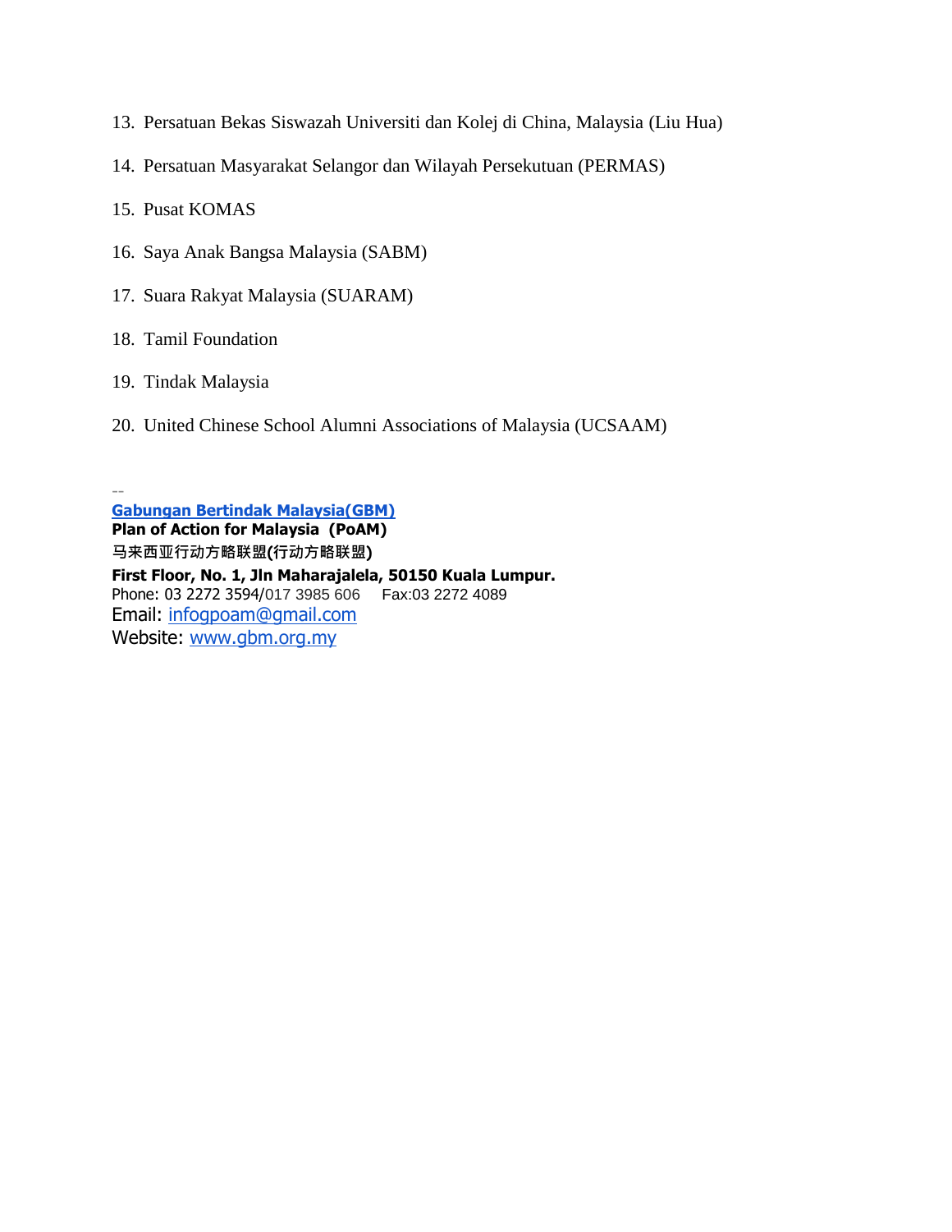13. Persatuan Bekas Siswazah Universiti dan Kolej di China, Malaysia (Liu Hua)
14. Persatuan Masyarakat Selangor dan Wilayah Persekutuan (PERMAS)
15. Pusat KOMAS
16. Saya Anak Bangsa Malaysia (SABM)
17. Suara Rakyat Malaysia (SUARAM)
18. Tamil Foundation
19. Tindak Malaysia
20. United Chinese School Alumni Associations of Malaysia (UCSAAM)

--

**Gabungan Bertindak Malaysia(GBM)**
**Plan of Action for Malaysia (PoAM)**
**马来西亚行动方略联盟(行动方略联盟)**
**First Floor, No. 1, Jln Maharajalela, 50150 Kuala Lumpur.**
Phone: 03 2272 3594/017 3985 606 Fax:03 2272 4089
Email: infogpoam@gmail.com
Website: www.gbm.org.my